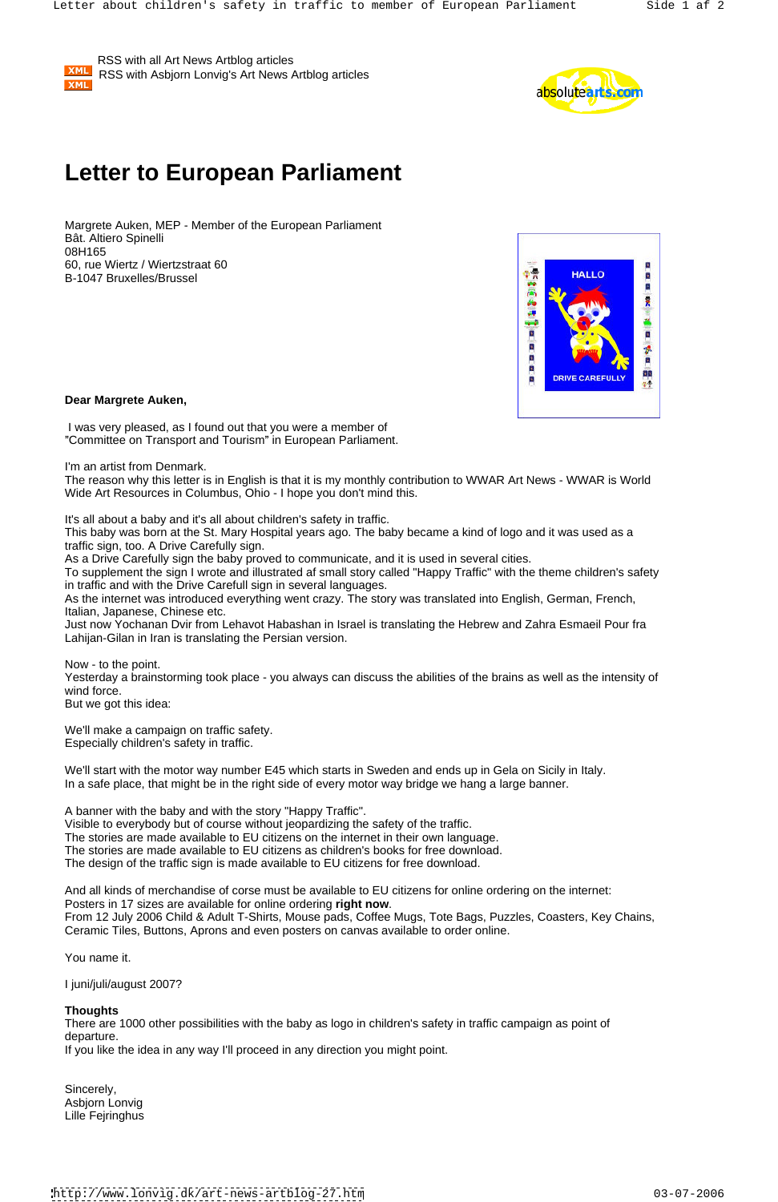XML RSS with all Art News Artblog articles
XML RSS with Asbjorn Lonvig's Art News Artblog articles

# Letter to European Parliament

Margrete Auken, MEP - Member of the European Parliament
Bât. Altiero Spinelli
08H165
60, rue Wiertz / Wiertzstraat 60
B-1047 Bruxelles/Brussel

**Dear Margrete Auken,**

I was very pleased, as I found out that you were a member of ”Committee on Transport and Tourism” in European Parliament.

I'm an artist from Denmark.
The reason why this letter is in English is that it is my monthly contribution to WWAR Art News - WWAR is World Wide Art Resources in Columbus, Ohio - I hope you don't mind this.

It's all about a baby and it's all about children's safety in traffic.
This baby was born at the St. Mary Hospital years ago. The baby became a kind of logo and it was used as a traffic sign, too. A Drive Carefully sign.
As a Drive Carefully sign the baby proved to communicate, and it is used in several cities.
To supplement the sign I wrote and illustrated af small story called "Happy Traffic" with the theme children's safety in traffic and with the Drive Carefull sign in several languages.
As the internet was introduced everything went crazy. The story was translated into English, German, French, Italian, Japanese, Chinese etc.
Just now Yochanan Dvir from Lehavot Habashan in Israel is translating the Hebrew and Zahra Esmaeil Pour fra Lahijan-Gilan in Iran is translating the Persian version.

Now - to the point.
Yesterday a brainstorming took place - you always can discuss the abilities of the brains as well as the intensity of wind force.
But we got this idea:

We'll make a campaign on traffic safety.
Especially children's safety in traffic.

We'll start with the motor way number E45 which starts in Sweden and ends up in Gela on Sicily in Italy.
In a safe place, that might be in the right side of every motor way bridge we hang a large banner.

A banner with the baby and with the story "Happy Traffic".
Visible to everybody but of course without jeopardizing the safety of the traffic.
The stories are made available to EU citizens on the internet in their own language.
The stories are made available to EU citizens as children's books for free download.
The design of the traffic sign is made available to EU citizens for free download.

And all kinds of merchandise of corse must be available to EU citizens for online ordering on the internet:
Posters in 17 sizes are available for online ordering **right now**.
From 12 July 2006 Child & Adult T-Shirts, Mouse pads, Coffee Mugs, Tote Bags, Puzzles, Coasters, Key Chains, Ceramic Tiles, Buttons, Aprons and even posters on canvas available to order online.

You name it.

I juni/juli/august 2007?

**Thoughts**
There are 1000 other possibilities with the baby as logo in children's safety in traffic campaign as point of departure.
If you like the idea in any way I'll proceed in any direction you might point.

Sincerely,
Asbjorn Lonvig
Lille Fejringhus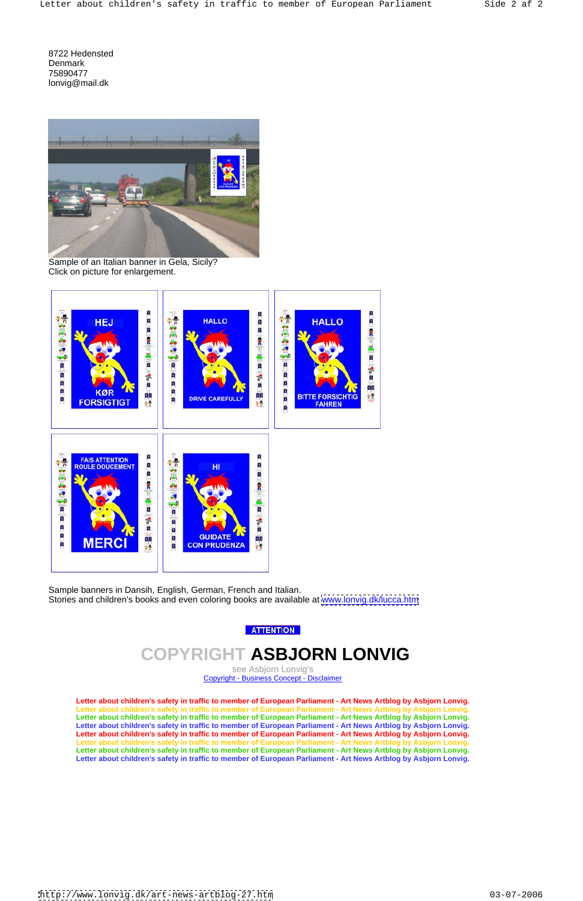8722 Hedensted
Denmark
75890477
lonvig@mail.dk

Sample of an Italian banner in Gela, Sicily?
Click on picture for enlargement.

Sample banners in Dansih, English, German, French and Italian.
Stories and children's books and even coloring books are available at www.lonvig.dk/lucca.htm

**ATTENTION**

# COPYRIGHT ASBJORN LONVIG

see Asbjorn Lonvig's
Copyright - Business Concept - Disclaimer

**Letter about children's safety in traffic to member of European Parliament - Art News Artblog by Asbjorn Lonvig.**
**Letter about children's safety in traffic to member of European Parliament - Art News Artblog by Asbjorn Lonvig.**
**Letter about children's safety in traffic to member of European Parliament - Art News Artblog by Asbjorn Lonvig.**
**Letter about children's safety in traffic to member of European Parliament - Art News Artblog by Asbjorn Lonvig.**
**Letter about children's safety in traffic to member of European Parliament - Art News Artblog by Asbjorn Lonvig.**
**Letter about children's safety in traffic to member of European Parliament - Art News Artblog by Asbjorn Lonvig.**
**Letter about children's safety in traffic to member of European Parliament - Art News Artblog by Asbjorn Lonvig.**
**Letter about children's safety in traffic to member of European Parliament - Art News Artblog by Asbjorn Lonvig.**